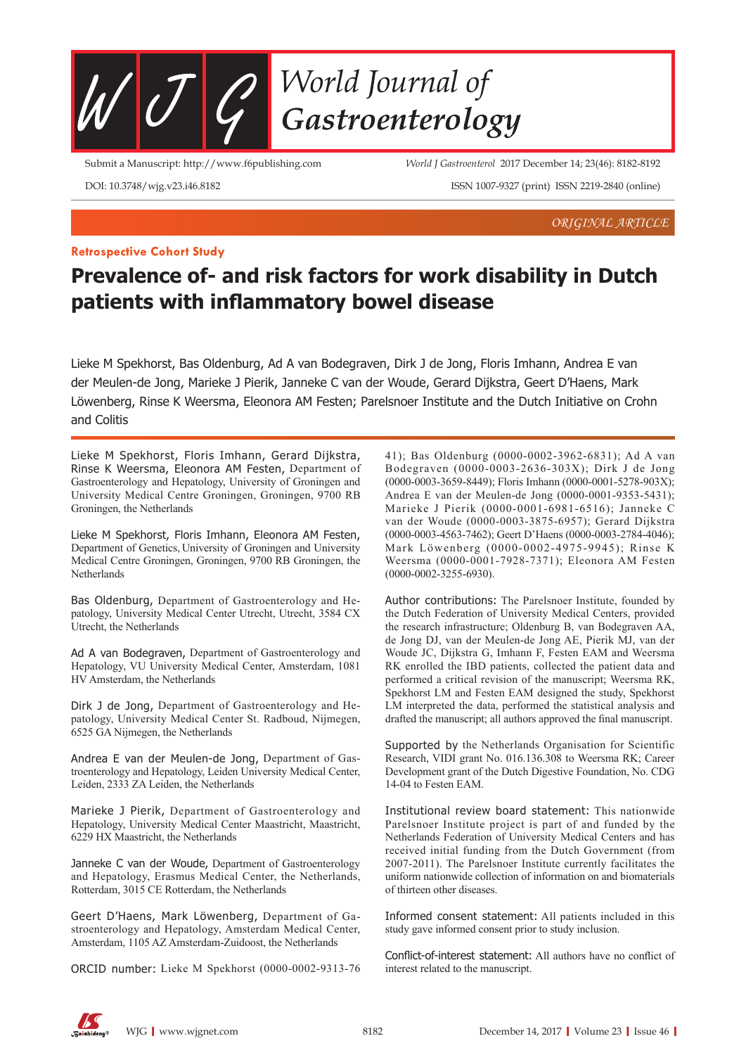ORIGINAL ARTICLE

**Retrospective Cohort Study**

# Prevalence of- and risk factors for work disability in Dutch patients with inflammatory bowel disease

Lieke M Spekhorst, Bas Oldenburg, Ad A van Bodegraven, Dirk J de Jong, Floris Imhann, Andrea E van der Meulen-de Jong, Marieke J Pierik, Janneke C van der Woude, Gerard Dijkstra, Geert D'Haens, Mark Löwenberg, Rinse K Weersma, Eleonora AM Festen; Parelsnoer Institute and the Dutch Initiative on Crohn and Colitis

Lieke M Spekhorst, Floris Imhann, Gerard Dijkstra, Rinse K Weersma, Eleonora AM Festen, Department of Gastroenterology and Hepatology, University of Groningen and University Medical Centre Groningen, Groningen, 9700 RB Groningen, the Netherlands

Lieke M Spekhorst, Floris Imhann, Eleonora AM Festen, Department of Genetics, University of Groningen and University Medical Centre Groningen, Groningen, 9700 RB Groningen, the Netherlands

Bas Oldenburg, Department of Gastroenterology and Hepatology, University Medical Center Utrecht, Utrecht, 3584 CX Utrecht, the Netherlands

Ad A van Bodegraven, Department of Gastroenterology and Hepatology, VU University Medical Center, Amsterdam, 1081 HV Amsterdam, the Netherlands

Dirk J de Jong, Department of Gastroenterology and Hepatology, University Medical Center St. Radboud, Nijmegen, 6525 GA Nijmegen, the Netherlands

Andrea E van der Meulen-de Jong, Department of Gastroenterology and Hepatology, Leiden University Medical Center, Leiden, 2333 ZA Leiden, the Netherlands

Marieke J Pierik, Department of Gastroenterology and Hepatology, University Medical Center Maastricht, Maastricht, 6229 HX Maastricht, the Netherlands

Janneke C van der Woude, Department of Gastroenterology and Hepatology, Erasmus Medical Center, the Netherlands, Rotterdam, 3015 CE Rotterdam, the Netherlands

Geert D'Haens, Mark Löwenberg, Department of Gastroenterology and Hepatology, Amsterdam Medical Center, Amsterdam, 1105 AZ Amsterdam-Zuidoost, the Netherlands

ORCID number: Lieke M Spekhorst (0000-0002-9313-7641); Bas Oldenburg (0000-0002-3962-6831); Ad A van Bodegraven (0000-0003-2636-303X); Dirk J de Jong (0000-0003-3659-8449); Floris Imhann (0000-0001-5278-903X); Andrea E van der Meulen-de Jong (0000-0001-9353-5431); Marieke J Pierik (0000-0001-6981-6516); Janneke C van der Woude (0000-0003-3875-6957); Gerard Dijkstra (0000-0003-4563-7462); Geert D'Haens (0000-0003-2784-4046); Mark Löwenberg (0000-0002-4975-9945); Rinse K Weersma (0000-0001-7928-7371); Eleonora AM Festen (0000-0002-3255-6930).

Author contributions: The Parelsnoer Institute, founded by the Dutch Federation of University Medical Centers, provided the research infrastructure; Oldenburg B, van Bodegraven AA, de Jong DJ, van der Meulen-de Jong AE, Pierik MJ, van der Woude JC, Dijkstra G, Imhann F, Festen EAM and Weersma RK enrolled the IBD patients, collected the patient data and performed a critical revision of the manuscript; Weersma RK, Spekhorst LM and Festen EAM designed the study, Spekhorst LM interpreted the data, performed the statistical analysis and drafted the manuscript; all authors approved the final manuscript.

Supported by the Netherlands Organisation for Scientific Research, VIDI grant No. 016.136.308 to Weersma RK; Career Development grant of the Dutch Digestive Foundation, No. CDG 14-04 to Festen EAM.

Institutional review board statement: This nationwide Parelsnoer Institute project is part of and funded by the Netherlands Federation of University Medical Centers and has received initial funding from the Dutch Government (from 2007-2011). The Parelsnoer Institute currently facilitates the uniform nationwide collection of information on and biomaterials of thirteen other diseases.

Informed consent statement: All patients included in this study gave informed consent prior to study inclusion.

Conflict-of-interest statement: All authors have no conflict of interest related to the manuscript.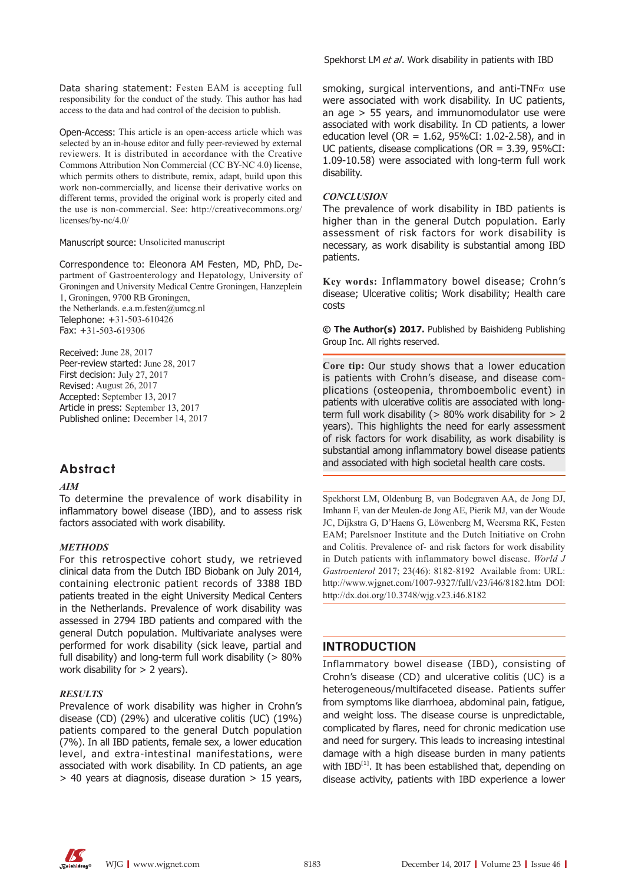**Data sharing statement:** Festen EAM is accepting full responsibility for the conduct of the study. This author has had access to the data and had control of the decision to publish.

**Open-Access:** This article is an open-access article which was selected by an in-house editor and fully peer-reviewed by external reviewers. It is distributed in accordance with the Creative Commons Attribution Non Commercial (CC BY-NC 4.0) license, which permits others to distribute, remix, adapt, build upon this work non-commercially, and license their derivative works on different terms, provided the original work is properly cited and the use is non-commercial. See: http://creativecommons.org/licenses/by-nc/4.0/

**Manuscript source:** Unsolicited manuscript

**Correspondence to:** Eleonora AM Festen, MD, PhD, Department of Gastroenterology and Hepatology, University of Groningen and University Medical Centre Groningen, Hanzeplein 1, Groningen, 9700 RB Groningen, the Netherlands. e.a.m.festen@umcg.nl
**Telephone:** +31-503-610426
**Fax:** +31-503-619306

**Received:** June 28, 2017
**Peer-review started:** June 28, 2017
**First decision:** July 27, 2017
**Revised:** August 26, 2017
**Accepted:** September 13, 2017
**Article in press:** September 13, 2017
**Published online:** December 14, 2017

## Abstract

### *AIM*

To determine the prevalence of work disability in inflammatory bowel disease (IBD), and to assess risk factors associated with work disability.

### *METHODS*

For this retrospective cohort study, we retrieved clinical data from the Dutch IBD Biobank on July 2014, containing electronic patient records of 3388 IBD patients treated in the eight University Medical Centers in the Netherlands. Prevalence of work disability was assessed in 2794 IBD patients and compared with the general Dutch population. Multivariate analyses were performed for work disability (sick leave, partial and full disability) and long-term full work disability (> 80% work disability for > 2 years).

### *RESULTS*

Prevalence of work disability was higher in Crohn's disease (CD) (29%) and ulcerative colitis (UC) (19%) patients compared to the general Dutch population (7%). In all IBD patients, female sex, a lower education level, and extra-intestinal manifestations, were associated with work disability. In CD patients, an age > 40 years at diagnosis, disease duration > 15 years, smoking, surgical interventions, and anti-TNFα use were associated with work disability. In UC patients, an age > 55 years, and immunomodulator use were associated with work disability. In CD patients, a lower education level (OR = 1.62, 95%CI: 1.02-2.58), and in UC patients, disease complications (OR = 3.39, 95%CI: 1.09-10.58) were associated with long-term full work disability.

### *CONCLUSION*

The prevalence of work disability in IBD patients is higher than in the general Dutch population. Early assessment of risk factors for work disability is necessary, as work disability is substantial among IBD patients.

**Key words:** Inflammatory bowel disease; Crohn's disease; Ulcerative colitis; Work disability; Health care costs

**© The Author(s) 2017.** Published by Baishideng Publishing Group Inc. All rights reserved.

**Core tip:** Our study shows that a lower education is patients with Crohn's disease, and disease complications (osteopenia, thromboembolic event) in patients with ulcerative colitis are associated with long-term full work disability (> 80% work disability for > 2 years). This highlights the need for early assessment of risk factors for work disability, as work disability is substantial among inflammatory bowel disease patients and associated with high societal health care costs.

Spekhorst LM, Oldenburg B, van Bodegraven AA, de Jong DJ, Imhann F, van der Meulen-de Jong AE, Pierik MJ, van der Woude JC, Dijkstra G, D'Haens G, Löwenberg M, Weersma RK, Festen EAM; Parelsnoer Institute and the Dutch Initiative on Crohn and Colitis. Prevalence of- and risk factors for work disability in Dutch patients with inflammatory bowel disease. *World J Gastroenterol* 2017; 23(46): 8182-8192 Available from: URL: http://www.wjgnet.com/1007-9327/full/v23/i46/8182.htm DOI: http://dx.doi.org/10.3748/wjg.v23.i46.8182

## INTRODUCTION

Inflammatory bowel disease (IBD), consisting of Crohn's disease (CD) and ulcerative colitis (UC) is a heterogeneous/multifaceted disease. Patients suffer from symptoms like diarrhoea, abdominal pain, fatigue, and weight loss. The disease course is unpredictable, complicated by flares, need for chronic medication use and need for surgery. This leads to increasing intestinal damage with a high disease burden in many patients with IBD[1]. It has been established that, depending on disease activity, patients with IBD experience a lower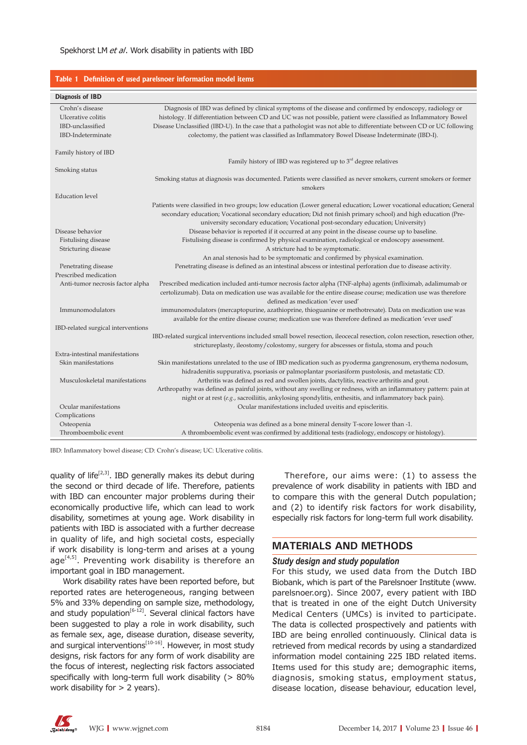**Table 1 Definition of used parelsnoer information model items**

| Diagnosis of IBD | |
|---|---|
| Crohn's disease<br>Ulcerative colitis<br>IBD-unclassified<br>IBD-Indeterminate | Diagnosis of IBD was defined by clinical symptoms of the disease and confirmed by endoscopy, radiology or histology. If differentiation between CD and UC was not possible, patient were classified as Inflammatory Bowel Disease Unclassified (IBD-U). In the case that a pathologist was not able to differentiate between CD or UC following colectomy, the patient was classified as Inflammatory Bowel Disease Indeterminate (IBD-I). |
| Family history of IBD | Family history of IBD was registered up to 3rd degree relatives |
| Smoking status | Smoking status at diagnosis was documented. Patients were classified as never smokers, current smokers or former smokers |
| Education level | Patients were classified in two groups; low education (Lower general education; Lower vocational education; General secondary education; Vocational secondary education; Did not finish primary school) and high education (Pre-university secondary education; Vocational post-secondary education; University) |
| Disease behavior | Disease behavior is reported if it occurred at any point in the disease course up to baseline. |
| Fistulising disease | Fistulising disease is confirmed by physical examination, radiological or endoscopy assessment. |
| Stricturing disease | A stricture had to be symptomatic.<br>An anal stenosis had to be symptomatic and confirmed by physical examination. |
| Penetrating disease | Penetrating disease is defined as an intestinal abscess or intestinal perforation due to disease activity. |
| Prescribed medication | |
| Anti-tumor necrosis factor alpha | Prescribed medication included anti-tumor necrosis factor alpha (TNF-alpha) agents (infliximab, adalimumab or certolizumab). Data on medication use was available for the entire disease course; medication use was therefore defined as medication 'ever used' |
| Immunomodulators | immunomodulators (mercaptopurine, azathioprine, thioguanine or methotrexate). Data on medication use was available for the entire disease course; medication use was therefore defined as medication 'ever used' |
| IBD-related surgical interventions | IBD-related surgical interventions included small bowel resection, ileocecal resection, colon resection, resection other, strictureplasty, ileostomy/colostomy, surgery for abscesses or fistula, stoma and pouch |
| Extra-intestinal manifestations | |
| Skin manifestations | Skin manifestations unrelated to the use of IBD medication such as pyoderma gangrenosum, erythema nodosum, hidradenitis suppurativa, psoriasis or palmoplantar psoriasiform pustolosis, and metastatic CD. |
| Musculoskeletal manifestations | Arthritis was defined as red and swollen joints, dactylitis, reactive arthritis and gout.<br>Arthropathy was defined as painful joints, without any swelling or redness, with an inflammatory pattern: pain at night or at rest (*e.g.*, sacroiliitis, ankylosing spondylitis, enthesitis, and inflammatory back pain). |
| Ocular manifestations | Ocular manifestations included uveitis and episcleritis. |
| Complications | |
| Osteopenia | Osteopenia was defined as a bone mineral density T-score lower than -1. |
| Thromboembolic event | A thromboembolic event was confirmed by additional tests (radiology, endoscopy or histology). |

IBD: Inflammatory bowel disease; CD: Crohn's disease; UC: Ulcerative colitis.

quality of life[2,3]. IBD generally makes its debut during the second or third decade of life. Therefore, patients with IBD can encounter major problems during their economically productive life, which can lead to work disability, sometimes at young age. Work disability in patients with IBD is associated with a further decrease in quality of life, and high societal costs, especially if work disability is long-term and arises at a young age[4,5]. Preventing work disability is therefore an important goal in IBD management.

Work disability rates have been reported before, but reported rates are heterogeneous, ranging between 5% and 33% depending on sample size, methodology, and study population[6-12]. Several clinical factors have been suggested to play a role in work disability, such as female sex, age, disease duration, disease severity, and surgical interventions[10-16]. However, in most study designs, risk factors for any form of work disability are the focus of interest, neglecting risk factors associated specifically with long-term full work disability (> 80% work disability for > 2 years).

Therefore, our aims were: (1) to assess the prevalence of work disability in patients with IBD and to compare this with the general Dutch population; and (2) to identify risk factors for work disability, especially risk factors for long-term full work disability.

## MATERIALS AND METHODS

### *Study design and study population*

For this study, we used data from the Dutch IBD Biobank, which is part of the Parelsnoer Institute (www.parelsnoer.org). Since 2007, every patient with IBD that is treated in one of the eight Dutch University Medical Centers (UMCs) is invited to participate. The data is collected prospectively and patients with IBD are being enrolled continuously. Clinical data is retrieved from medical records by using a standardized information model containing 225 IBD related items. Items used for this study are; demographic items, diagnosis, smoking status, employment status, disease location, disease behaviour, education level,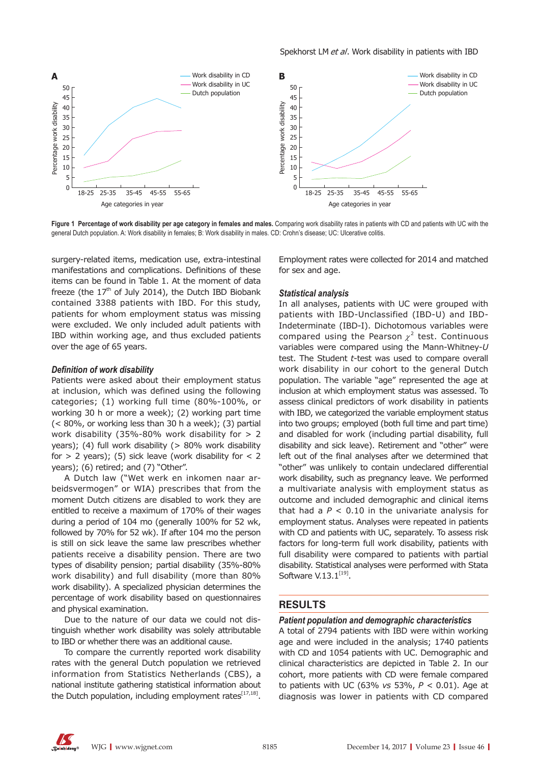Figure 1 **Percentage of work disability per age category in females and males.** Comparing work disability rates in patients with CD and patients with UC with the general Dutch population. A: Work disability in females; B: Work disability in males. CD: Crohn's disease; UC: Ulcerative colitis.

surgery-related items, medication use, extra-intestinal manifestations and complications. Definitions of these items can be found in Table 1. At the moment of data freeze (the 17th of July 2014), the Dutch IBD Biobank contained 3388 patients with IBD. For this study, patients for whom employment status was missing were excluded. We only included adult patients with IBD within working age, and thus excluded patients over the age of 65 years.

### *Definition of work disability*

Patients were asked about their employment status at inclusion, which was defined using the following categories; (1) working full time (80%-100%, or working 30 h or more a week); (2) working part time (< 80%, or working less than 30 h a week); (3) partial work disability (35%-80% work disability for > 2 years); (4) full work disability (> 80% work disability for > 2 years); (5) sick leave (work disability for < 2 years); (6) retired; and (7) "Other".

A Dutch law ("Wet werk en inkomen naar arbeidsvermogen" or WIA) prescribes that from the moment Dutch citizens are disabled to work they are entitled to receive a maximum of 170% of their wages during a period of 104 mo (generally 100% for 52 wk, followed by 70% for 52 wk). If after 104 mo the person is still on sick leave the same law prescribes whether patients receive a disability pension. There are two types of disability pension; partial disability (35%-80% work disability) and full disability (more than 80% work disability). A specialized physician determines the percentage of work disability based on questionnaires and physical examination.

Due to the nature of our data we could not distinguish whether work disability was solely attributable to IBD or whether there was an additional cause.

To compare the currently reported work disability rates with the general Dutch population we retrieved information from Statistics Netherlands (CBS), a national institute gathering statistical information about the Dutch population, including employment rates[17,18]. Employment rates were collected for 2014 and matched for sex and age.

### *Statistical analysis*

In all analyses, patients with UC were grouped with patients with IBD-Unclassified (IBD-U) and IBD-Indeterminate (IBD-I). Dichotomous variables were compared using the Pearson $\chi^2$ test. Continuous variables were compared using the Mann-Whitney-*U* test. The Student *t*-test was used to compare overall work disability in our cohort to the general Dutch population. The variable "age" represented the age at inclusion at which employment status was assessed. To assess clinical predictors of work disability in patients with IBD, we categorized the variable employment status into two groups; employed (both full time and part time) and disabled for work (including partial disability, full disability and sick leave). Retirement and "other" were left out of the final analyses after we determined that "other" was unlikely to contain undeclared differential work disability, such as pregnancy leave. We performed a multivariate analysis with employment status as outcome and included demographic and clinical items that had a $P < 0.10$ in the univariate analysis for employment status. Analyses were repeated in patients with CD and patients with UC, separately. To assess risk factors for long-term full work disability, patients with full disability were compared to patients with partial disability. Statistical analyses were performed with Stata Software V.13.1[19].

## RESULTS

### *Patient population and demographic characteristics*

A total of 2794 patients with IBD were within working age and were included in the analysis; 1740 patients with CD and 1054 patients with UC. Demographic and clinical characteristics are depicted in Table 2. In our cohort, more patients with CD were female compared to patients with UC (63% *vs* 53%, $P < 0.01$). Age at diagnosis was lower in patients with CD compared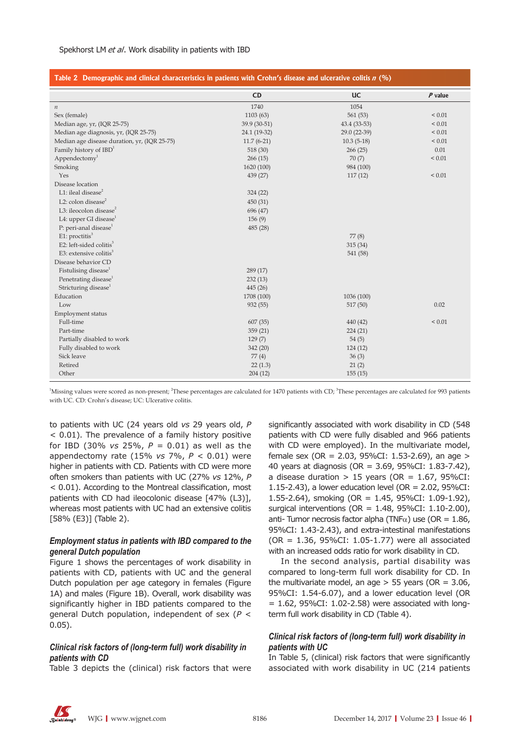**Table 2 Demographic and clinical characteristics in patients with Crohn's disease and ulcerative colitis *n* (%)**

| | CD | UC | *P* value |
|---|---|---|---|
| *n* | 1740 | 1054 | |
| Sex (female) | 1103 (63) | 561 (53) | < 0.01 |
| Median age, yr, (IQR 25-75) | 39.9 (30-51) | 43.4 (33-53) | < 0.01 |
| Median age diagnosis, yr, (IQR 25-75) | 24.1 (19-32) | 29.0 (22-39) | < 0.01 |
| Median age disease duration, yr, (IQR 25-75) | 11.7 (6-21) | 10.3 (5-18) | < 0.01 |
| Family history of IBD[1] | 518 (30) | 266 (25) | 0.01 |
| Appendectomy[1] | 266 (15) | 70 (7) | < 0.01 |
| Smoking | 1620 (100) | 984 (100) | |
| Yes | 439 (27) | 117 (12) | < 0.01 |
| Disease location | | | |
| L1: ileal disease[2] | 324 (22) | | |
| L2: colon disease[2] | 450 (31) | | |
| L3: ileocolon disease[2] | 696 (47) | | |
| L4: upper GI disease[1] | 156 (9) | | |
| P: peri-anal disease[1] | 485 (28) | | |
| E1: proctitis[3] | | 77 (8) | |
| E2: left-sided colitis[3] | | 315 (34) | |
| E3: extensive colitis[3] | | 541 (58) | |
| Disease behavior CD | | | |
| Fistulising disease[1] | 289 (17) | | |
| Penetrating disease[1] | 232 (13) | | |
| Stricturing disease[1] | 445 (26) | | |
| Education | 1708 (100) | 1036 (100) | |
| Low | 932 (55) | 517 (50) | 0.02 |
| Employment status | | | |
| Full-time | 607 (35) | 440 (42) | < 0.01 |
| Part-time | 359 (21) | 224 (21) | |
| Partially disabled to work | 129 (7) | 54 (5) | |
| Fully disabled to work | 342 (20) | 124 (12) | |
| Sick leave | 77 (4) | 36 (3) | |
| Retired | 22 (1.3) | 21 (2) | |
| Other | 204 (12) | 155 (15) | |

[1]Missing values were scored as non-present; [2]These percentages are calculated for 1470 patients with CD; [3]These percentages are calculated for 993 patients with UC. CD: Crohn's disease; UC: Ulcerative colitis.

to patients with UC (24 years old *vs* 29 years old, *P* < 0.01). The prevalence of a family history positive for IBD (30% *vs* 25%, *P* = 0.01) as well as the appendectomy rate (15% *vs* 7%, *P* < 0.01) were higher in patients with CD. Patients with CD were more often smokers than patients with UC (27% *vs* 12%, *P* < 0.01). According to the Montreal classification, most patients with CD had ileocolonic disease [47% (L3)], whereas most patients with UC had an extensive colitis [58% (E3)] (Table 2).

### *Employment status in patients with IBD compared to the general Dutch population*

Figure 1 shows the percentages of work disability in patients with CD, patients with UC and the general Dutch population per age category in females (Figure 1A) and males (Figure 1B). Overall, work disability was significantly higher in IBD patients compared to the general Dutch population, independent of sex (*P* < 0.05).

### *Clinical risk factors of (long-term full) work disability in patients with CD*

Table 3 depicts the (clinical) risk factors that were significantly associated with work disability in CD (548 patients with CD were fully disabled and 966 patients with CD were employed). In the multivariate model, female sex (OR = 2.03, 95%CI: 1.53-2.69), an age > 40 years at diagnosis (OR = 3.69, 95%CI: 1.83-7.42), a disease duration > 15 years (OR = 1.67, 95%CI: 1.15-2.43), a lower education level (OR = 2.02, 95%CI: 1.55-2.64), smoking (OR = 1.45, 95%CI: 1.09-1.92), surgical interventions (OR = 1.48, 95%CI: 1.10-2.00), anti- Tumor necrosis factor alpha (TNF$\alpha$) use (OR = 1.86, 95%CI: 1.43-2.43), and extra-intestinal manifestations (OR = 1.36, 95%CI: 1.05-1.77) were all associated with an increased odds ratio for work disability in CD.

In the second analysis, partial disability was compared to long-term full work disability for CD. In the multivariate model, an age > 55 years (OR = 3.06, 95%CI: 1.54-6.07), and a lower education level (OR = 1.62, 95%CI: 1.02-2.58) were associated with long-term full work disability in CD (Table 4).

### *Clinical risk factors of (long-term full) work disability in patients with UC*

In Table 5, (clinical) risk factors that were significantly associated with work disability in UC (214 patients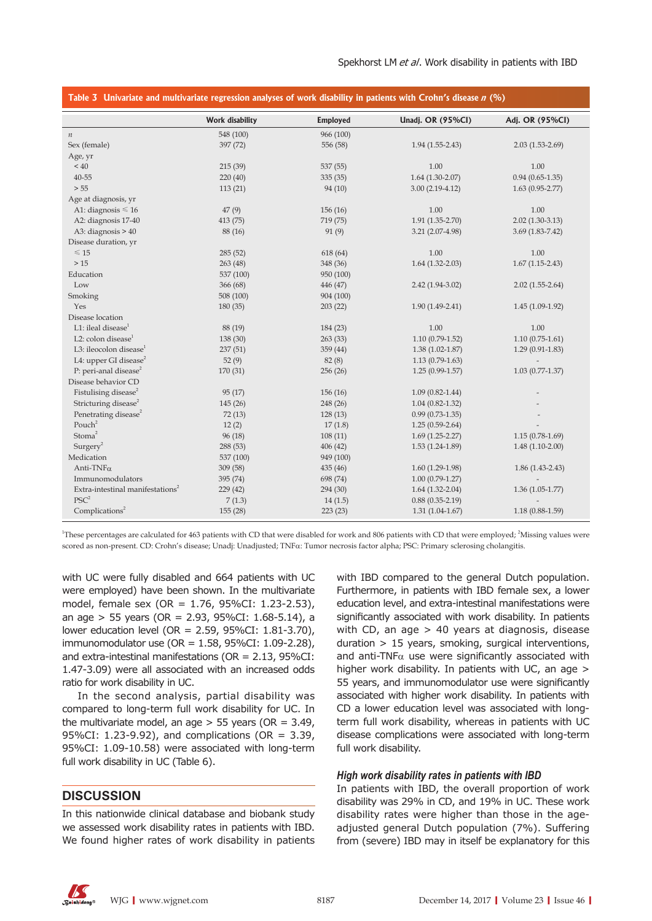**Table 3 Univariate and multivariate regression analyses of work disability in patients with Crohn's disease *n* (%)**

| | Work disability | Employed | Unadj. OR (95%CI) | Adj. OR (95%CI) |
|---|---|---|---|---|
| *n* | 548 (100) | 966 (100) | | |
| Sex (female) | 397 (72) | 556 (58) | 1.94 (1.55-2.43) | 2.03 (1.53-2.69) |
| Age, yr | | | | |
| < 40 | 215 (39) | 537 (55) | 1.00 | 1.00 |
| 40-55 | 220 (40) | 335 (35) | 1.64 (1.30-2.07) | 0.94 (0.65-1.35) |
| > 55 | 113 (21) | 94 (10) | 3.00 (2.19-4.12) | 1.63 (0.95-2.77) |
| Age at diagnosis, yr | | | | |
| A1: diagnosis ≤ 16 | 47 (9) | 156 (16) | 1.00 | 1.00 |
| A2: diagnosis 17-40 | 413 (75) | 719 (75) | 1.91 (1.35-2.70) | 2.02 (1.30-3.13) |
| A3: diagnosis > 40 | 88 (16) | 91 (9) | 3.21 (2.07-4.98) | 3.69 (1.83-7.42) |
| Disease duration, yr | | | | |
| ≤ 15 | 285 (52) | 618 (64) | 1.00 | 1.00 |
| > 15 | 263 (48) | 348 (36) | 1.64 (1.32-2.03) | 1.67 (1.15-2.43) |
| Education | 537 (100) | 950 (100) | | |
| Low | 366 (68) | 446 (47) | 2.42 (1.94-3.02) | 2.02 (1.55-2.64) |
| Smoking | 508 (100) | 904 (100) | | |
| Yes | 180 (35) | 203 (22) | 1.90 (1.49-2.41) | 1.45 (1.09-1.92) |
| Disease location | | | | |
| L1: ileal disease[1] | 88 (19) | 184 (23) | 1.00 | 1.00 |
| L2: colon disease[1] | 138 (30) | 263 (33) | 1.10 (0.79-1.52) | 1.10 (0.75-1.61) |
| L3: ileocolon disease[1] | 237 (51) | 359 (44) | 1.38 (1.02-1.87) | 1.29 (0.91-1.83) |
| L4: upper GI disease[2] | 52 (9) | 82 (8) | 1.13 (0.79-1.63) | - |
| P: peri-anal disease[2] | 170 (31) | 256 (26) | 1.25 (0.99-1.57) | 1.03 (0.77-1.37) |
| Disease behavior CD | | | | |
| Fistulising disease[2] | 95 (17) | 156 (16) | 1.09 (0.82-1.44) | - |
| Stricturing disease[2] | 145 (26) | 248 (26) | 1.04 (0.82-1.32) | - |
| Penetrating disease[2] | 72 (13) | 128 (13) | 0.99 (0.73-1.35) | - |
| Pouch[2] | 12 (2) | 17 (1.8) | 1.25 (0.59-2.64) | - |
| Stoma[2] | 96 (18) | 108 (11) | 1.69 (1.25-2.27) | 1.15 (0.78-1.69) |
| Surgery[2] | 288 (53) | 406 (42) | 1.53 (1.24-1.89) | 1.48 (1.10-2.00) |
| Medication | 537 (100) | 949 (100) | | |
| Anti-TNFα | 309 (58) | 435 (46) | 1.60 (1.29-1.98) | 1.86 (1.43-2.43) |
| Immunomodulators | 395 (74) | 698 (74) | 1.00 (0.79-1.27) | - |
| Extra-intestinal manifestations[2] | 229 (42) | 294 (30) | 1.64 (1.32-2.04) | 1.36 (1.05-1.77) |
| PSC[2] | 7 (1.3) | 14 (1.5) | 0.88 (0.35-2.19) | - |
| Complications[2] | 155 (28) | 223 (23) | 1.31 (1.04-1.67) | 1.18 (0.88-1.59) |

[1]These percentages are calculated for 463 patients with CD that were disabled for work and 806 patients with CD that were employed; [2]Missing values were scored as non-present. CD: Crohn's disease; Unadj: Unadjusted; TNFα: Tumor necrosis factor alpha; PSC: Primary sclerosing cholangitis.

with UC were fully disabled and 664 patients with UC were employed) have been shown. In the multivariate model, female sex (OR = 1.76, 95%CI: 1.23-2.53), an age > 55 years (OR = 2.93, 95%CI: 1.68-5.14), a lower education level (OR = 2.59, 95%CI: 1.81-3.70), immunomodulator use (OR = 1.58, 95%CI: 1.09-2.28), and extra-intestinal manifestations (OR = 2.13, 95%CI: 1.47-3.09) were all associated with an increased odds ratio for work disability in UC.

In the second analysis, partial disability was compared to long-term full work disability for UC. In the multivariate model, an age > 55 years (OR = 3.49, 95%CI: 1.23-9.92), and complications (OR = 3.39, 95%CI: 1.09-10.58) were associated with long-term full work disability in UC (Table 6).

## DISCUSSION

In this nationwide clinical database and biobank study we assessed work disability rates in patients with IBD. We found higher rates of work disability in patients with IBD compared to the general Dutch population. Furthermore, in patients with IBD female sex, a lower education level, and extra-intestinal manifestations were significantly associated with work disability. In patients with CD, an age > 40 years at diagnosis, disease duration > 15 years, smoking, surgical interventions, and anti-TNFα use were significantly associated with higher work disability. In patients with UC, an age > 55 years, and immunomodulator use were significantly associated with higher work disability. In patients with CD a lower education level was associated with long-term full work disability, whereas in patients with UC disease complications were associated with long-term full work disability.

### *High work disability rates in patients with IBD*

In patients with IBD, the overall proportion of work disability was 29% in CD, and 19% in UC. These work disability rates were higher than those in the age-adjusted general Dutch population (7%). Suffering from (severe) IBD may in itself be explanatory for this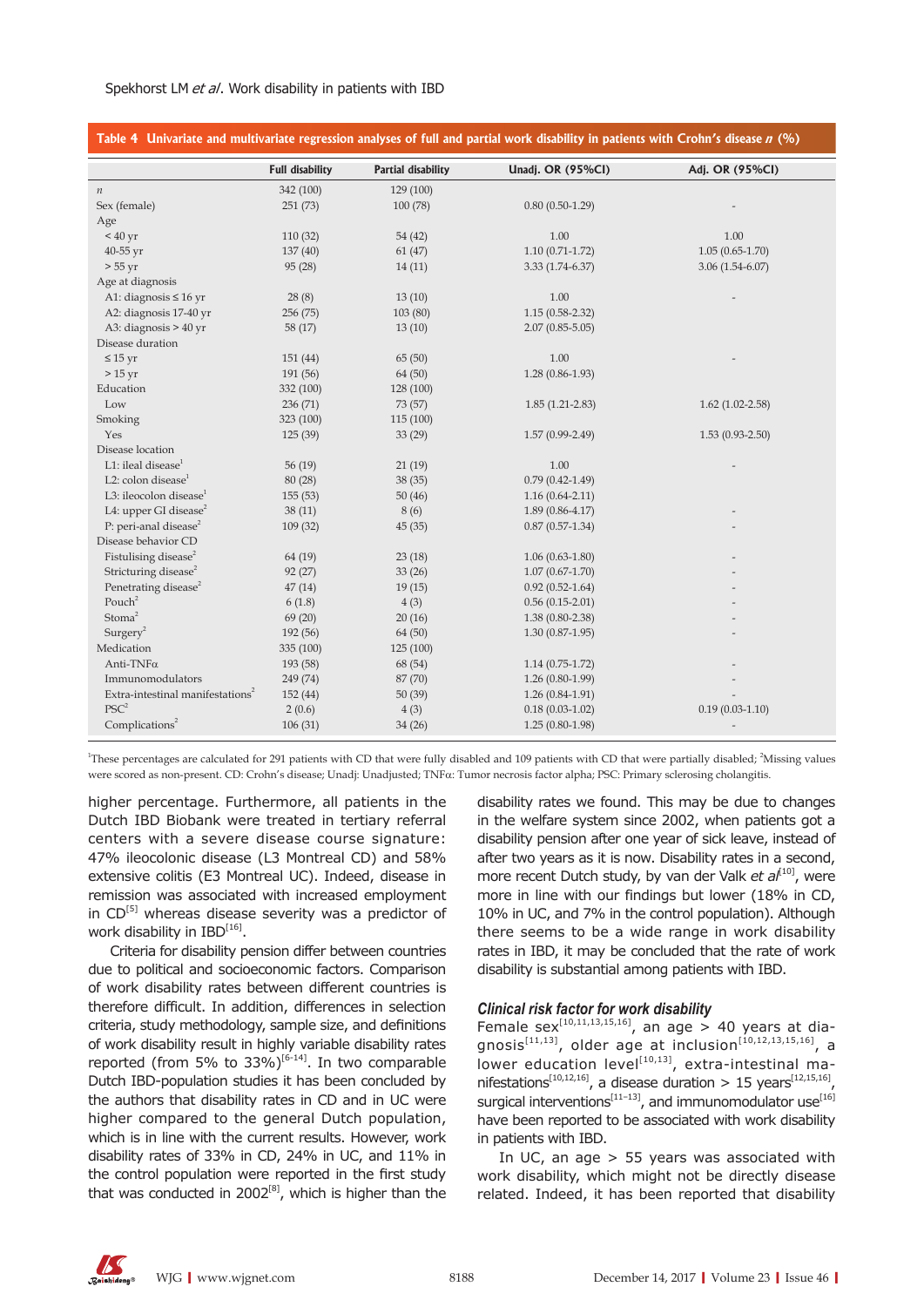**Table 4 Univariate and multivariate regression analyses of full and partial work disability in patients with Crohn's disease *n* (%)**

| | Full disability | Partial disability | Unadj. OR (95%CI) | Adj. OR (95%CI) |
|---|---|---|---|---|
| *n* | 342 (100) | 129 (100) | | |
| Sex (female) | 251 (73) | 100 (78) | 0.80 (0.50-1.29) | - |
| Age | | | | |
| < 40 yr | 110 (32) | 54 (42) | 1.00 | 1.00 |
| 40-55 yr | 137 (40) | 61 (47) | 1.10 (0.71-1.72) | 1.05 (0.65-1.70) |
| > 55 yr | 95 (28) | 14 (11) | 3.33 (1.74-6.37) | 3.06 (1.54-6.07) |
| Age at diagnosis | | | | |
| A1: diagnosis ≤ 16 yr | 28 (8) | 13 (10) | 1.00 | - |
| A2: diagnosis 17-40 yr | 256 (75) | 103 (80) | 1.15 (0.58-2.32) | |
| A3: diagnosis > 40 yr | 58 (17) | 13 (10) | 2.07 (0.85-5.05) | |
| Disease duration | | | | |
| ≤ 15 yr | 151 (44) | 65 (50) | 1.00 | - |
| > 15 yr | 191 (56) | 64 (50) | 1.28 (0.86-1.93) | |
| Education | 332 (100) | 128 (100) | | |
| Low | 236 (71) | 73 (57) | 1.85 (1.21-2.83) | 1.62 (1.02-2.58) |
| Smoking | 323 (100) | 115 (100) | | |
| Yes | 125 (39) | 33 (29) | 1.57 (0.99-2.49) | 1.53 (0.93-2.50) |
| Disease location | | | | |
| L1: ileal disease[1] | 56 (19) | 21 (19) | 1.00 | - |
| L2: colon disease[1] | 80 (28) | 38 (35) | 0.79 (0.42-1.49) | |
| L3: ileocolon disease[1] | 155 (53) | 50 (46) | 1.16 (0.64-2.11) | |
| L4: upper GI disease[2] | 38 (11) | 8 (6) | 1.89 (0.86-4.17) | - |
| P: peri-anal disease[2] | 109 (32) | 45 (35) | 0.87 (0.57-1.34) | - |
| Disease behavior CD | | | | |
| Fistulising disease[2] | 64 (19) | 23 (18) | 1.06 (0.63-1.80) | - |
| Stricturing disease[2] | 92 (27) | 33 (26) | 1.07 (0.67-1.70) | - |
| Penetrating disease[2] | 47 (14) | 19 (15) | 0.92 (0.52-1.64) | - |
| Pouch[2] | 6 (1.8) | 4 (3) | 0.56 (0.15-2.01) | - |
| Stoma[2] | 69 (20) | 20 (16) | 1.38 (0.80-2.38) | - |
| Surgery[2] | 192 (56) | 64 (50) | 1.30 (0.87-1.95) | - |
| Medication | 335 (100) | 125 (100) | | |
| Anti-TNFα | 193 (58) | 68 (54) | 1.14 (0.75-1.72) | - |
| Immunomodulators | 249 (74) | 87 (70) | 1.26 (0.80-1.99) | - |
| Extra-intestinal manifestations[2] | 152 (44) | 50 (39) | 1.26 (0.84-1.91) | - |
| PSC[2] | 2 (0.6) | 4 (3) | 0.18 (0.03-1.02) | 0.19 (0.03-1.10) |
| Complications[2] | 106 (31) | 34 (26) | 1.25 (0.80-1.98) | - |

[1]These percentages are calculated for 291 patients with CD that were fully disabled and 109 patients with CD that were partially disabled; [2]Missing values were scored as non-present. CD: Crohn's disease; Unadj: Unadjusted; TNFα: Tumor necrosis factor alpha; PSC: Primary sclerosing cholangitis.

higher percentage. Furthermore, all patients in the Dutch IBD Biobank were treated in tertiary referral centers with a severe disease course signature: 47% ileocolonic disease (L3 Montreal CD) and 58% extensive colitis (E3 Montreal UC). Indeed, disease in remission was associated with increased employment in CD[5] whereas disease severity was a predictor of work disability in IBD[16].

Criteria for disability pension differ between countries due to political and socioeconomic factors. Comparison of work disability rates between different countries is therefore difficult. In addition, differences in selection criteria, study methodology, sample size, and definitions of work disability result in highly variable disability rates reported (from 5% to 33%)[6-14]. In two comparable Dutch IBD-population studies it has been concluded by the authors that disability rates in CD and in UC were higher compared to the general Dutch population, which is in line with the current results. However, work disability rates of 33% in CD, 24% in UC, and 11% in the control population were reported in the first study that was conducted in 2002[8], which is higher than the disability rates we found. This may be due to changes in the welfare system since 2002, when patients got a disability pension after one year of sick leave, instead of after two years as it is now. Disability rates in a second, more recent Dutch study, by van der Valk *et al*[10], were more in line with our findings but lower (18% in CD, 10% in UC, and 7% in the control population). Although there seems to be a wide range in work disability rates in IBD, it may be concluded that the rate of work disability is substantial among patients with IBD.

### Clinical risk factor for work disability

Female sex[10,11,13,15,16], an age > 40 years at diagnosis[11,13], older age at inclusion[10,12,13,15,16], a lower education level[10,13], extra-intestinal manifestations[10,12,16], a disease duration > 15 years[12,15,16], surgical interventions[11-13], and immunomodulator use[16] have been reported to be associated with work disability in patients with IBD.

In UC, an age > 55 years was associated with work disability, which might not be directly disease related. Indeed, it has been reported that disability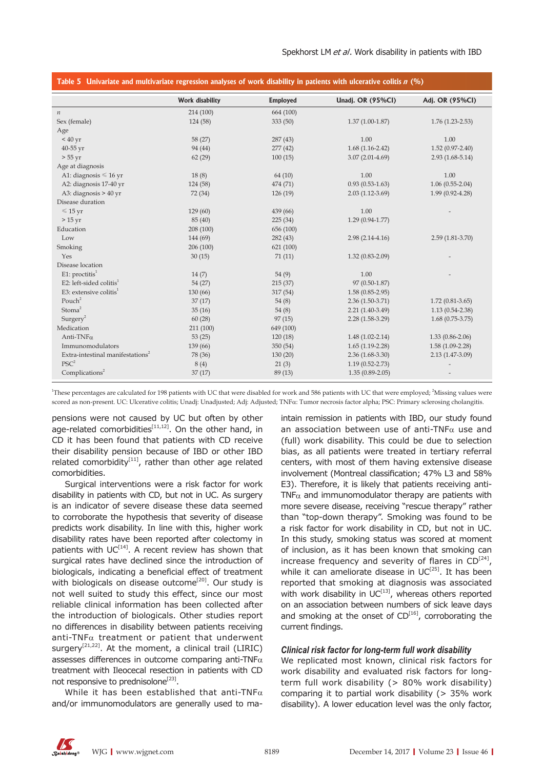**Table 5 Univariate and multivariate regression analyses of work disability in patients with ulcerative colitis *n* (%)**

| | Work disability | Employed | Unadj. OR (95%CI) | Adj. OR (95%CI) |
|---|---|---|---|---|
| *n* | 214 (100) | 664 (100) | | |
| Sex (female) | 124 (58) | 333 (50) | 1.37 (1.00-1.87) | 1.76 (1.23-2.53) |
| Age | | | | |
| < 40 yr | 58 (27) | 287 (43) | 1.00 | 1.00 |
| 40-55 yr | 94 (44) | 277 (42) | 1.68 (1.16-2.42) | 1.52 (0.97-2.40) |
| > 55 yr | 62 (29) | 100 (15) | 3.07 (2.01-4.69) | 2.93 (1.68-5.14) |
| Age at diagnosis | | | | |
| A1: diagnosis ≤ 16 yr | 18 (8) | 64 (10) | 1.00 | 1.00 |
| A2: diagnosis 17-40 yr | 124 (58) | 474 (71) | 0.93 (0.53-1.63) | 1.06 (0.55-2.04) |
| A3: diagnosis > 40 yr | 72 (34) | 126 (19) | 2.03 (1.12-3.69) | 1.99 (0.92-4.28) |
| Disease duration | | | | |
| ≤ 15 yr | 129 (60) | 439 (66) | 1.00 | - |
| > 15 yr | 85 (40) | 225 (34) | 1.29 (0.94-1.77) | |
| Education | 208 (100) | 656 (100) | | |
| Low | 144 (69) | 282 (43) | 2.98 (2.14-4.16) | 2.59 (1.81-3.70) |
| Smoking | 206 (100) | 621 (100) | | |
| Yes | 30 (15) | 71 (11) | 1.32 (0.83-2.09) | - |
| Disease location | | | | |
| E1: proctitis[1] | 14 (7) | 54 (9) | 1.00 | - |
| E2: left-sided colitis[1] | 54 (27) | 215 (37) | 97 (0.50-1.87) | |
| E3: extensive colitis[1] | 130 (66) | 317 (54) | 1.58 (0.85-2.95) | |
| Pouch[2] | 37 (17) | 54 (8) | 2.36 (1.50-3.71) | 1.72 (0.81-3.65) |
| Stoma[2] | 35 (16) | 54 (8) | 2.21 (1.40-3.49) | 1.13 (0.54-2.38) |
| Surgery[2] | 60 (28) | 97 (15) | 2.28 (1.58-3.29) | 1.68 (0.75-3.75) |
| Medication | 211 (100) | 649 (100) | | |
| Anti-TNFα | 53 (25) | 120 (18) | 1.48 (1.02-2.14) | 1.33 (0.86-2.06) |
| Immunomodulators | 139 (66) | 350 (54) | 1.65 (1.19-2.28) | 1.58 (1.09-2.28) |
| Extra-intestinal manifestations[2] | 78 (36) | 130 (20) | 2.36 (1.68-3.30) | 2.13 (1.47-3.09) |
| PSC[2] | 8 (4) | 21 (3) | 1.19 (0.52-2.73) | - |
| Complications[2] | 37 (17) | 89 (13) | 1.35 (0.89-2.05) | - |

[1]These percentages are calculated for 198 patients with UC that were disabled for work and 586 patients with UC that were employed; [2]Missing values were scored as non-present. UC: Ulcerative colitis; Unadj: Unadjusted; Adj: Adjusted; TNFα: Tumor necrosis factor alpha; PSC: Primary sclerosing cholangitis.

pensions were not caused by UC but often by other age-related comorbidities[11,12]. On the other hand, in CD it has been found that patients with CD receive their disability pension because of IBD or other IBD related comorbidity[11], rather than other age related comorbidities.

Surgical interventions were a risk factor for work disability in patients with CD, but not in UC. As surgery is an indicator of severe disease these data seemed to corroborate the hypothesis that severity of disease predicts work disability. In line with this, higher work disability rates have been reported after colectomy in patients with UC[14]. A recent review has shown that surgical rates have declined since the introduction of biologicals, indicating a beneficial effect of treatment with biologicals on disease outcome[20]. Our study is not well suited to study this effect, since our most reliable clinical information has been collected after the introduction of biologicals. Other studies report no differences in disability between patients receiving anti-TNFα treatment or patient that underwent surgery[21,22]. At the moment, a clinical trail (LIRIC) assesses differences in outcome comparing anti-TNFα treatment with Ileocecal resection in patients with CD not responsive to prednisolone[23].

While it has been established that anti-TNFα and/or immunomodulators are generally used to maintain remission in patients with IBD, our study found an association between use of anti-TNFα use and (full) work disability. This could be due to selection bias, as all patients were treated in tertiary referral centers, with most of them having extensive disease involvement (Montreal classification; 47% L3 and 58% E3). Therefore, it is likely that patients receiving anti-TNFα and immunomodulator therapy are patients with more severe disease, receiving "rescue therapy" rather than "top-down therapy". Smoking was found to be a risk factor for work disability in CD, but not in UC. In this study, smoking status was scored at moment of inclusion, as it has been known that smoking can increase frequency and severity of flares in CD[24], while it can ameliorate disease in UC[25]. It has been reported that smoking at diagnosis was associated with work disability in UC[13], whereas others reported on an association between numbers of sick leave days and smoking at the onset of CD[16], corroborating the current findings.

### *Clinical risk factor for long-term full work disability*

We replicated most known, clinical risk factors for work disability and evaluated risk factors for long-term full work disability (> 80% work disability) comparing it to partial work disability (> 35% work disability). A lower education level was the only factor,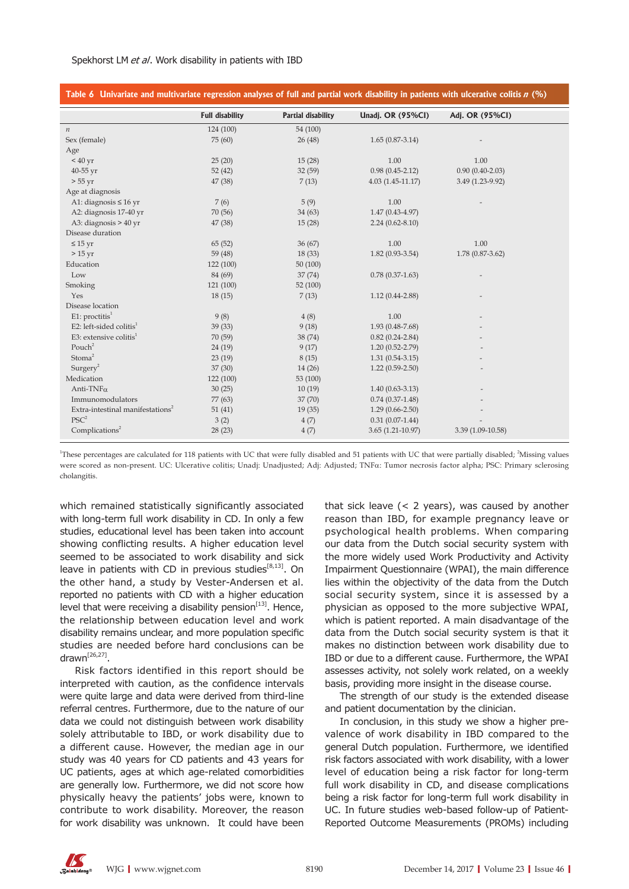**Table 6 Univariate and multivariate regression analyses of full and partial work disability in patients with ulcerative colitis *n* (%)**

| | Full disability | Partial disability | Unadj. OR (95%CI) | Adj. OR (95%CI) |
|---|---|---|---|---|
| *n* | 124 (100) | 54 (100) | | |
| Sex (female) | 75 (60) | 26 (48) | 1.65 (0.87-3.14) | - |
| Age | | | | |
| < 40 yr | 25 (20) | 15 (28) | 1.00 | 1.00 |
| 40-55 yr | 52 (42) | 32 (59) | 0.98 (0.45-2.12) | 0.90 (0.40-2.03) |
| > 55 yr | 47 (38) | 7 (13) | 4.03 (1.45-11.17) | 3.49 (1.23-9.92) |
| Age at diagnosis | | | | |
| A1: diagnosis ≤ 16 yr | 7 (6) | 5 (9) | 1.00 | - |
| A2: diagnosis 17-40 yr | 70 (56) | 34 (63) | 1.47 (0.43-4.97) | |
| A3: diagnosis > 40 yr | 47 (38) | 15 (28) | 2.24 (0.62-8.10) | |
| Disease duration | | | | |
| ≤ 15 yr | 65 (52) | 36 (67) | 1.00 | 1.00 |
| > 15 yr | 59 (48) | 18 (33) | 1.82 (0.93-3.54) | 1.78 (0.87-3.62) |
| Education | 122 (100) | 50 (100) | | |
| Low | 84 (69) | 37 (74) | 0.78 (0.37-1.63) | - |
| Smoking | 121 (100) | 52 (100) | | |
| Yes | 18 (15) | 7 (13) | 1.12 (0.44-2.88) | - |
| Disease location | | | | |
| E1: proctitis[1] | 9 (8) | 4 (8) | 1.00 | - |
| E2: left-sided colitis[1] | 39 (33) | 9 (18) | 1.93 (0.48-7.68) | - |
| E3: extensive colitis[1] | 70 (59) | 38 (74) | 0.82 (0.24-2.84) | - |
| Pouch[2] | 24 (19) | 9 (17) | 1.20 (0.52-2.79) | - |
| Stoma[2] | 23 (19) | 8 (15) | 1.31 (0.54-3.15) | - |
| Surgery[2] | 37 (30) | 14 (26) | 1.22 (0.59-2.50) | - |
| Medication | 122 (100) | 53 (100) | | |
| Anti-TNFα | 30 (25) | 10 (19) | 1.40 (0.63-3.13) | - |
| Immunomodulators | 77 (63) | 37 (70) | 0.74 (0.37-1.48) | - |
| Extra-intestinal manifestations[2] | 51 (41) | 19 (35) | 1.29 (0.66-2.50) | - |
| PSC[2] | 3 (2) | 4 (7) | 0.31 (0.07-1.44) | - |
| Complications[2] | 28 (23) | 4 (7) | 3.65 (1.21-10.97) | 3.39 (1.09-10.58) |

[1]These percentages are calculated for 118 patients with UC that were fully disabled and 51 patients with UC that were partially disabled; [2]Missing values were scored as non-present. UC: Ulcerative colitis; Unadj: Unadjusted; Adj: Adjusted; TNFα: Tumor necrosis factor alpha; PSC: Primary sclerosing cholangitis.

which remained statistically significantly associated with long-term full work disability in CD. In only a few studies, educational level has been taken into account showing conflicting results. A higher education level seemed to be associated to work disability and sick leave in patients with CD in previous studies[8,13]. On the other hand, a study by Vester-Andersen et al. reported no patients with CD with a higher education level that were receiving a disability pension[13]. Hence, the relationship between education level and work disability remains unclear, and more population specific studies are needed before hard conclusions can be drawn[26,27].

Risk factors identified in this report should be interpreted with caution, as the confidence intervals were quite large and data were derived from third-line referral centres. Furthermore, due to the nature of our data we could not distinguish between work disability solely attributable to IBD, or work disability due to a different cause. However, the median age in our study was 40 years for CD patients and 43 years for UC patients, ages at which age-related comorbidities are generally low. Furthermore, we did not score how physically heavy the patients' jobs were, known to contribute to work disability. Moreover, the reason for work disability was unknown. It could have been that sick leave (< 2 years), was caused by another reason than IBD, for example pregnancy leave or psychological health problems. When comparing our data from the Dutch social security system with the more widely used Work Productivity and Activity Impairment Questionnaire (WPAI), the main difference lies within the objectivity of the data from the Dutch social security system, since it is assessed by a physician as opposed to the more subjective WPAI, which is patient reported. A main disadvantage of the data from the Dutch social security system is that it makes no distinction between work disability due to IBD or due to a different cause. Furthermore, the WPAI assesses activity, not solely work related, on a weekly basis, providing more insight in the disease course.

The strength of our study is the extended disease and patient documentation by the clinician.

In conclusion, in this study we show a higher prevalence of work disability in IBD compared to the general Dutch population. Furthermore, we identified risk factors associated with work disability, with a lower level of education being a risk factor for long-term full work disability in CD, and disease complications being a risk factor for long-term full work disability in UC. In future studies web-based follow-up of Patient-Reported Outcome Measurements (PROMs) including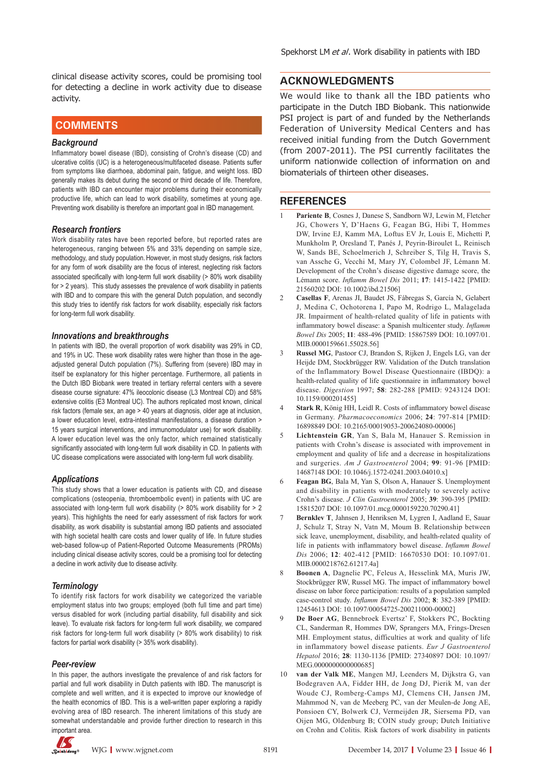clinical disease activity scores, could be promising tool for detecting a decline in work activity due to disease activity.

## COMMENTS

### Background

Inflammatory bowel disease (IBD), consisting of Crohn's disease (CD) and ulcerative colitis (UC) is a heterogeneous/multifaceted disease. Patients suffer from symptoms like diarrhoea, abdominal pain, fatigue, and weight loss. IBD generally makes its debut during the second or third decade of life. Therefore, patients with IBD can encounter major problems during their economically productive life, which can lead to work disability, sometimes at young age. Preventing work disability is therefore an important goal in IBD management.

### Research frontiers

Work disability rates have been reported before, but reported rates are heterogeneous, ranging between 5% and 33% depending on sample size, methodology, and study population. However, in most study designs, risk factors for any form of work disability are the focus of interest, neglecting risk factors associated specifically with long-term full work disability (> 80% work disability for > 2 years). This study assesses the prevalence of work disability in patients with IBD and to compare this with the general Dutch population, and secondly this study tries to identify risk factors for work disability, especially risk factors for long-term full work disability.

### Innovations and breakthroughs

In patients with IBD, the overall proportion of work disability was 29% in CD, and 19% in UC. These work disability rates were higher than those in the age-adjusted general Dutch population (7%). Suffering from (severe) IBD may in itself be explanatory for this higher percentage. Furthermore, all patients in the Dutch IBD Biobank were treated in tertiary referral centers with a severe disease course signature: 47% ileocolonic disease (L3 Montreal CD) and 58% extensive colitis (E3 Montreal UC). The authors replicated most known, clinical risk factors (female sex, an age > 40 years at diagnosis, older age at inclusion, a lower education level, extra-intestinal manifestations, a disease duration > 15 years surgical interventions, and immunomodulator use) for work disability. A lower education level was the only factor, which remained statistically significantly associated with long-term full work disability in CD. In patients with UC disease complications were associated with long-term full work disability.

### Applications

This study shows that a lower education is patients with CD, and disease complications (osteopenia, thromboembolic event) in patients with UC are associated with long-term full work disability (> 80% work disability for > 2 years). This highlights the need for early assessment of risk factors for work disability, as work disability is substantial among IBD patients and associated with high societal health care costs and lower quality of life. In future studies web-based follow-up of Patient-Reported Outcome Measurements (PROMs) including clinical disease activity scores, could be a promising tool for detecting a decline in work activity due to disease activity.

### Terminology

To identify risk factors for work disability we categorized the variable employment status into two groups; employed (both full time and part time) versus disabled for work (including partial disability, full disability and sick leave). To evaluate risk factors for long-term full work disability, we compared risk factors for long-term full work disability (> 80% work disability) to risk factors for partial work disability (> 35% work disability).

### Peer-review

In this paper, the authors investigate the prevalence of and risk factors for partial and full work disability in Dutch patients with IBD. The manuscript is complete and well written, and it is expected to improve our knowledge of the health economics of IBD. This is a well-written paper exploring a rapidly evolving area of IBD research. The inherent limitations of this study are somewhat understandable and provide further direction to research in this important area.

## ACKNOWLEDGMENTS

We would like to thank all the IBD patients who participate in the Dutch IBD Biobank. This nationwide PSI project is part of and funded by the Netherlands Federation of University Medical Centers and has received initial funding from the Dutch Government (from 2007-2011). The PSI currently facilitates the uniform nationwide collection of information on and biomaterials of thirteen other diseases.

## REFERENCES

1. **Pariente B**, Cosnes J, Danese S, Sandborn WJ, Lewin M, Fletcher JG, Chowers Y, D'Haens G, Feagan BG, Hibi T, Hommes DW, Irvine EJ, Kamm MA, Loftus EV Jr, Louis E, Michetti P, Munkholm P, Oresland T, Panés J, Peyrin-Biroulet L, Reinisch W, Sands BE, Schoelmerich J, Schreiber S, Tilg H, Travis S, van Assche G, Vecchi M, Mary JY, Colombel JF, Lémann M. Development of the Crohn's disease digestive damage score, the Lémann score. *Inflamm Bowel Dis* 2011; **17**: 1415-1422 [PMID: 21560202 DOI: 10.1002/ibd.21506]
2. **Casellas F**, Arenas JI, Baudet JS, Fábregas S, García N, Gelabert J, Medina C, Ochotorena I, Papo M, Rodrigo L, Malagelada JR. Impairment of health-related quality of life in patients with inflammatory bowel disease: a Spanish multicenter study. *Inflamm Bowel Dis* 2005; **11**: 488-496 [PMID: 15867589 DOI: 10.1097/01.MIB.0000159661.55028.56]
3. **Russel MG**, Pastoor CJ, Brandon S, Rijken J, Engels LG, van der Heijde DM, Stockbrügger RW. Validation of the Dutch translation of the Inflammatory Bowel Disease Questionnaire (IBDQ): a health-related quality of life questionnaire in inflammatory bowel disease. *Digestion* 1997; **58**: 282-288 [PMID: 9243124 DOI: 10.1159/000201455]
4. **Stark R**, König HH, Leidl R. Costs of inflammatory bowel disease in Germany. *Pharmacoeconomics* 2006; **24**: 797-814 [PMID: 16898849 DOI: 10.2165/00019053-200624080-00006]
5. **Lichtenstein GR**, Yan S, Bala M, Hanauer S. Remission in patients with Crohn's disease is associated with improvement in employment and quality of life and a decrease in hospitalizations and surgeries. *Am J Gastroenterol* 2004; **99**: 91-96 [PMID: 14687148 DOI: 10.1046/j.1572-0241.2003.04010.x]
6. **Feagan BG**, Bala M, Yan S, Olson A, Hanauer S. Unemployment and disability in patients with moderately to severely active Crohn's disease. *J Clin Gastroenterol* 2005; **39**: 390-395 [PMID: 15815207 DOI: 10.1097/01.mcg.0000159220.70290.41]
7. **Bernklev T**, Jahnsen J, Henriksen M, Lygren I, Aadland E, Sauar J, Schulz T, Stray N, Vatn M, Moum B. Relationship between sick leave, unemployment, disability, and health-related quality of life in patients with inflammatory bowel disease. *Inflamm Bowel Dis* 2006; **12**: 402-412 [PMID: 16670530 DOI: 10.1097/01.MIB.0000218762.61217.4a]
8. **Boonen A**, Dagnelie PC, Feleus A, Hesselink MA, Muris JW, Stockbrügger RW, Russel MG. The impact of inflammatory bowel disease on labor force participation: results of a population sampled case-control study. *Inflamm Bowel Dis* 2002; **8**: 382-389 [PMID: 12454613 DOI: 10.1097/00054725-200211000-00002]
9. **De Boer AG**, Bennebroek Evertsz' F, Stokkers PC, Bockting CL, Sanderman R, Hommes DW, Sprangers MA, Frings-Dresen MH. Employment status, difficulties at work and quality of life in inflammatory bowel disease patients. *Eur J Gastroenterol Hepatol* 2016; **28**: 1130-1136 [PMID: 27340897 DOI: 10.1097/MEG.0000000000000685]
10. **van der Valk ME**, Mangen MJ, Leenders M, Dijkstra G, van Bodegraven AA, Fidder HH, de Jong DJ, Pierik M, van der Woude CJ, Romberg-Camps MJ, Clemens CH, Jansen JM, Mahmmod N, van de Meeberg PC, van der Meulen-de Jong AE, Ponsioen CY, Bolwerk CJ, Vermeijden JR, Siersema PD, van Oijen MG, Oldenburg B; COIN study group; Dutch Initiative on Crohn and Colitis. Risk factors of work disability in patients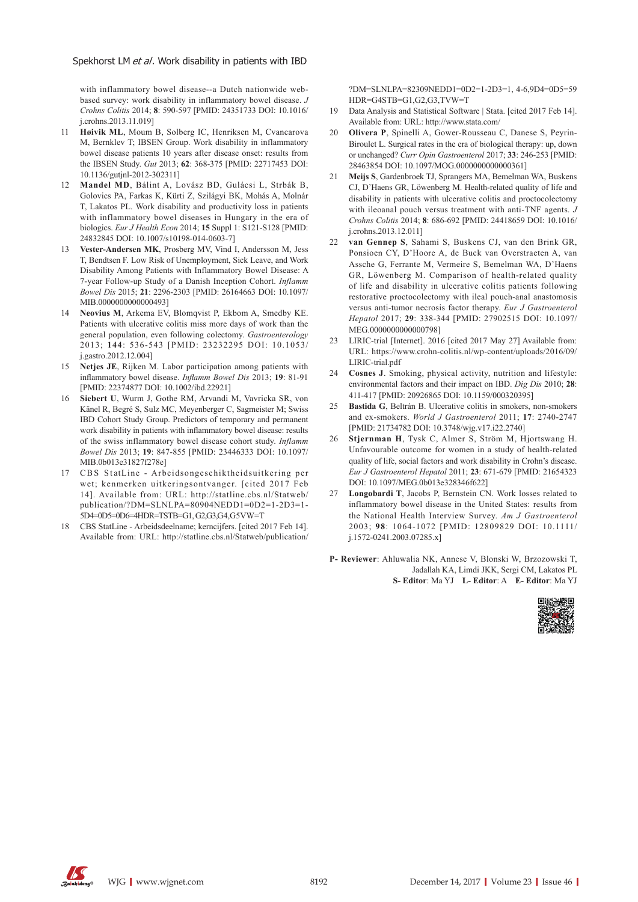with inflammatory bowel disease--a Dutch nationwide web-based survey: work disability in inflammatory bowel disease. *J Crohns Colitis* 2014; **8**: 590-597 [PMID: 24351733 DOI: 10.1016/j.crohns.2013.11.019]

11 **Høivik ML**, Moum B, Solberg IC, Henriksen M, Cvancarova M, Bernklev T; IBSEN Group. Work disability in inflammatory bowel disease patients 10 years after disease onset: results from the IBSEN Study. *Gut* 2013; **62**: 368-375 [PMID: 22717453 DOI: 10.1136/gutjnl-2012-302311]

12 **Mandel MD**, Bálint A, Lovász BD, Gulácsi L, Strbák B, Golovics PA, Farkas K, Kürti Z, Szilágyi BK, Mohás A, Molnár T, Lakatos PL. Work disability and productivity loss in patients with inflammatory bowel diseases in Hungary in the era of biologics. *Eur J Health Econ* 2014; **15** Suppl 1: S121-S128 [PMID: 24832845 DOI: 10.1007/s10198-014-0603-7]

13 **Vester-Andersen MK**, Prosberg MV, Vind I, Andersson M, Jess T, Bendtsen F. Low Risk of Unemployment, Sick Leave, and Work Disability Among Patients with Inflammatory Bowel Disease: A 7-year Follow-up Study of a Danish Inception Cohort. *Inflamm Bowel Dis* 2015; **21**: 2296-2303 [PMID: 26164663 DOI: 10.1097/MIB.0000000000000493]

14 **Neovius M**, Arkema EV, Blomqvist P, Ekbom A, Smedby KE. Patients with ulcerative colitis miss more days of work than the general population, even following colectomy. *Gastroenterology* 2013; **144**: 536-543 [PMID: 23232295 DOI: 10.1053/j.gastro.2012.12.004]

15 **Netjes JE**, Rijken M. Labor participation among patients with inflammatory bowel disease. *Inflamm Bowel Dis* 2013; **19**: 81-91 [PMID: 22374877 DOI: 10.1002/ibd.22921]

16 **Siebert U**, Wurm J, Gothe RM, Arvandi M, Vavricka SR, von Känel R, Begré S, Sulz MC, Meyenberger C, Sagmeister M; Swiss IBD Cohort Study Group. Predictors of temporary and permanent work disability in patients with inflammatory bowel disease: results of the swiss inflammatory bowel disease cohort study. *Inflamm Bowel Dis* 2013; **19**: 847-855 [PMID: 23446333 DOI: 10.1097/MIB.0b013e31827f278e]

17 CBS StatLine - Arbeidsongeschiktheidsuitkering per wet; kenmerken uitkeringsontvanger. [cited 2017 Feb 14]. Available from: URL: http://statline.cbs.nl/Statweb/publication/?DM=SLNLPA=80904NEDD1=0D2=1-2D3=1-5D4=0D5=0D6=4HDR=TSTB=G1, G2,G3,G4,G5VW=T

18 CBS StatLine - Arbeidsdeelname; kerncijfers. [cited 2017 Feb 14]. Available from: URL: http://statline.cbs.nl/Statweb/publication/?DM=SLNLPA=82309NEDD1=0D2=1-2D3=1, 4-6,9D4=0D5=59HDR=G4STB=G1,G2,G3,TVW=T

19 Data Analysis and Statistical Software | Stata. [cited 2017 Feb 14]. Available from: URL: http://www.stata.com/

20 **Olivera P**, Spinelli A, Gower-Rousseau C, Danese S, Peyrin-Biroulet L. Surgical rates in the era of biological therapy: up, down or unchanged? *Curr Opin Gastroenterol* 2017; **33**: 246-253 [PMID: 28463854 DOI: 10.1097/MOG.0000000000000361]

21 **Meijs S**, Gardenbroek TJ, Sprangers MA, Bemelman WA, Buskens CJ, D'Haens GR, Löwenberg M. Health-related quality of life and disability in patients with ulcerative colitis and proctocolectomy with ileoanal pouch versus treatment with anti-TNF agents. *J Crohns Colitis* 2014; **8**: 686-692 [PMID: 24418659 DOI: 10.1016/j.crohns.2013.12.011]

22 **van Gennep S**, Sahami S, Buskens CJ, van den Brink GR, Ponsioen CY, D'Hoore A, de Buck van Overstraeten A, van Assche G, Ferrante M, Vermeire S, Bemelman WA, D'Haens GR, Löwenberg M. Comparison of health-related quality of life and disability in ulcerative colitis patients following restorative proctocolectomy with ileal pouch-anal anastomosis versus anti-tumor necrosis factor therapy. *Eur J Gastroenterol Hepatol* 2017; **29**: 338-344 [PMID: 27902515 DOI: 10.1097/MEG.0000000000000798]

23 LIRIC-trial [Internet]. 2016 [cited 2017 May 27] Available from: URL: https://www.crohn-colitis.nl/wp-content/uploads/2016/09/LIRIC-trial.pdf

24 **Cosnes J**. Smoking, physical activity, nutrition and lifestyle: environmental factors and their impact on IBD. *Dig Dis* 2010; **28**: 411-417 [PMID: 20926865 DOI: 10.1159/000320395]

25 **Bastida G**, Beltrán B. Ulcerative colitis in smokers, non-smokers and ex-smokers. *World J Gastroenterol* 2011; **17**: 2740-2747 [PMID: 21734782 DOI: 10.3748/wjg.v17.i22.2740]

26 **Stjernman H**, Tysk C, Almer S, Ström M, Hjortswang H. Unfavourable outcome for women in a study of health-related quality of life, social factors and work disability in Crohn's disease. *Eur J Gastroenterol Hepatol* 2011; **23**: 671-679 [PMID: 21654323 DOI: 10.1097/MEG.0b013e328346f622]

27 **Longobardi T**, Jacobs P, Bernstein CN. Work losses related to inflammatory bowel disease in the United States: results from the National Health Interview Survey. *Am J Gastroenterol* 2003; **98**: 1064-1072 [PMID: 12809829 DOI: 10.1111/j.1572-0241.2003.07285.x]

**P- Reviewer**: Ahluwalia NK, Annese V, Blonski W, Brzozowski T, Jadallah KA, Limdi JKK, Sergi CM, Lakatos PL
**S- Editor**: Ma YJ **L- Editor**: A **E- Editor**: Ma YJ